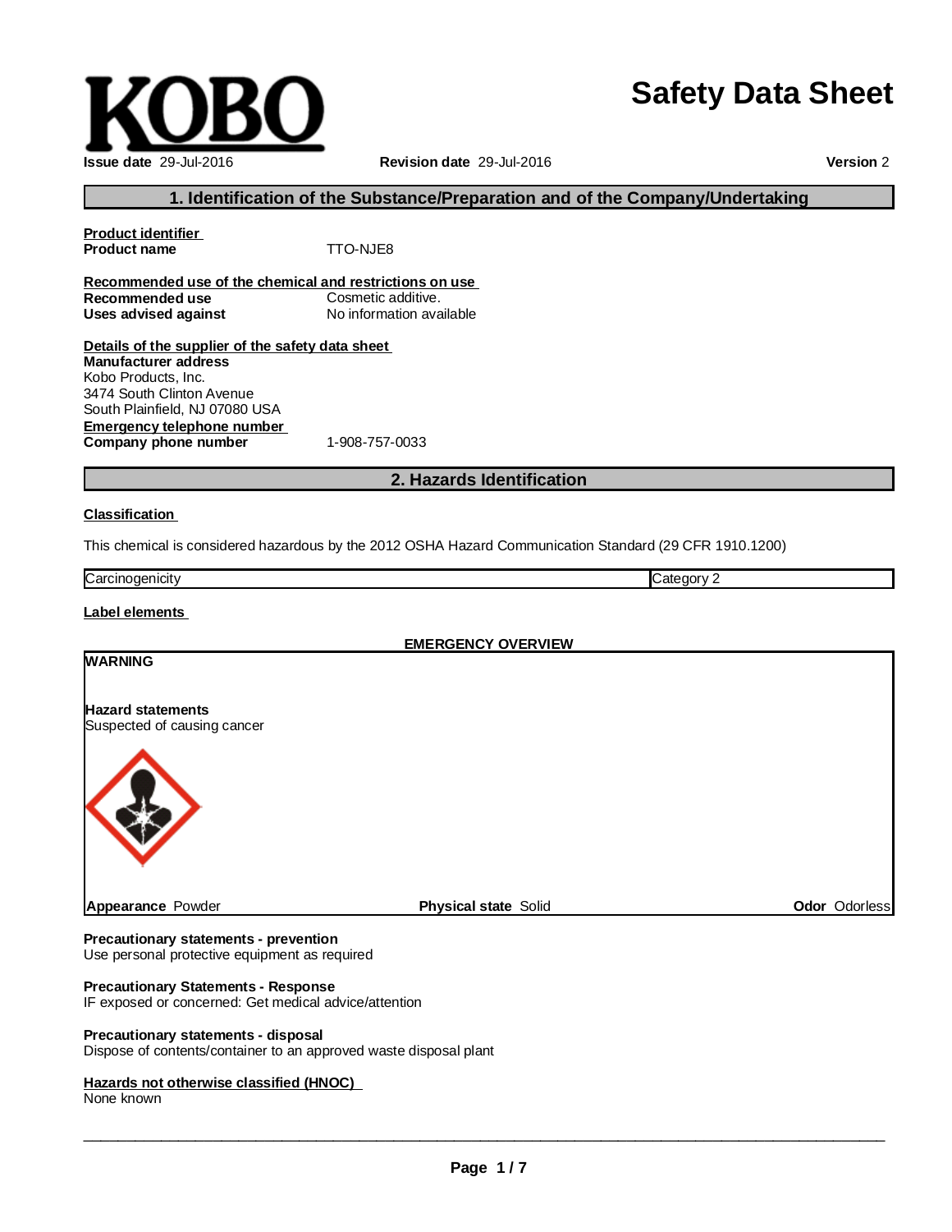KOBO

# Safety Data Sheet

**Issue date** 29-Jul-2016 **Revision date** 29-Jul-2016 **Version** 2

## 1. Identification of the Substance/Preparation and of the Company/Undertaking

**Product identifier**
**Product name** TTO-NJE8

**Recommended use of the chemical and restrictions on use**
**Recommended use** Cosmetic additive.
**Uses advised against** No information available

**Details of the supplier of the safety data sheet**
**Manufacturer address**
Kobo Products, Inc.
3474 South Clinton Avenue
South Plainfield, NJ 07080 USA
**Emergency telephone number**
**Company phone number** 1-908-757-0033

## 2. Hazards Identification

**Classification**

This chemical is considered hazardous by the 2012 OSHA Hazard Communication Standard (29 CFR 1910.1200)

| Carcinogenicity | Category 2 |
|---|---|

**Label elements**

**EMERGENCY OVERVIEW**

**WARNING**

**Hazard statements**
Suspected of causing cancer

**Appearance** Powder **Physical state** Solid **Odor** Odorless

**Precautionary statements - prevention**
Use personal protective equipment as required

**Precautionary Statements - Response**
IF exposed or concerned: Get medical advice/attention

**Precautionary statements - disposal**
Dispose of contents/container to an approved waste disposal plant

**Hazards not otherwise classified (HNOC)**
None known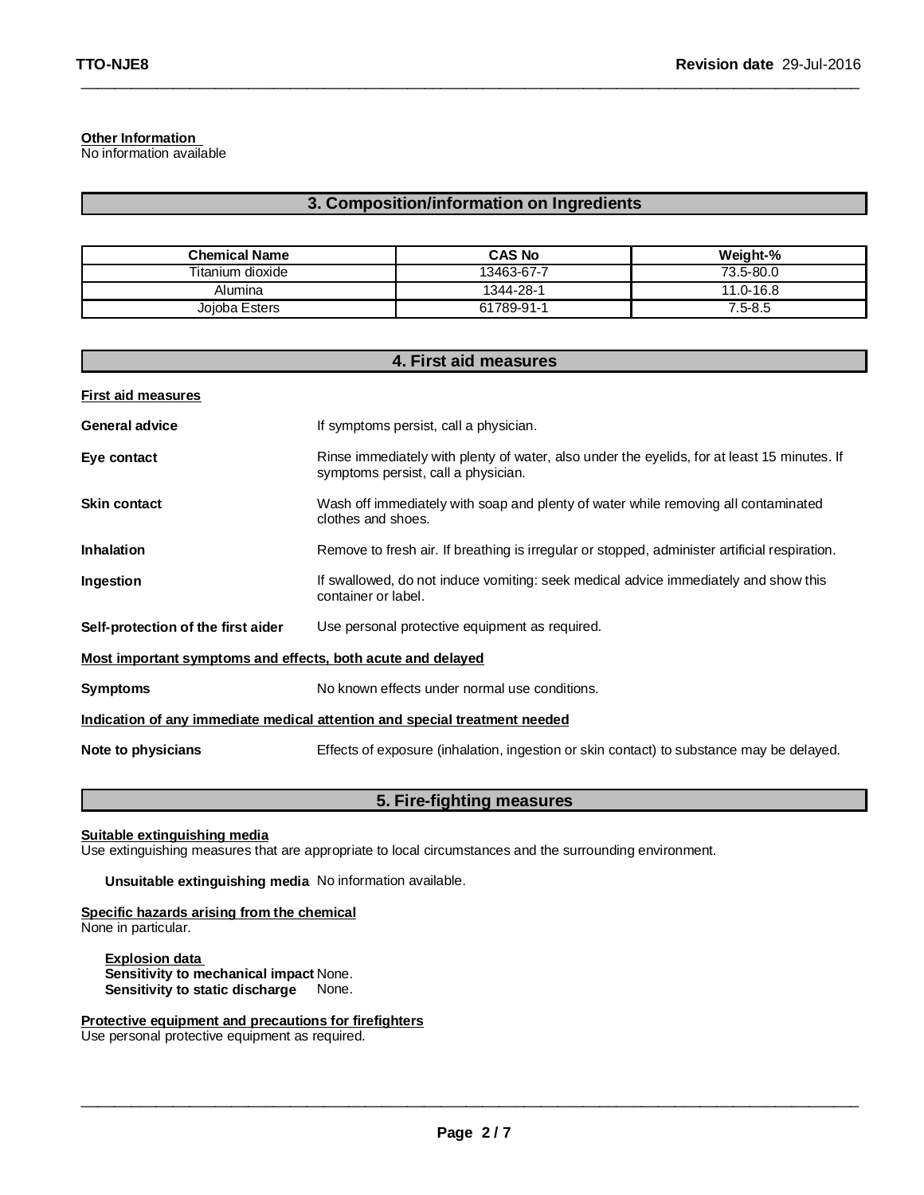**Other Information**
No information available

## 3. Composition/information on Ingredients

| Chemical Name | CAS No | Weight-% |
|---|---|---|
| Titanium dioxide | 13463-67-7 | 73.5-80.0 |
| Alumina | 1344-28-1 | 11.0-16.8 |
| Jojoba Esters | 61789-91-1 | 7.5-8.5 |

## 4. First aid measures

**First aid measures**

**General advice** If symptoms persist, call a physician.

**Eye contact** Rinse immediately with plenty of water, also under the eyelids, for at least 15 minutes. If symptoms persist, call a physician.

**Skin contact** Wash off immediately with soap and plenty of water while removing all contaminated clothes and shoes.

**Inhalation** Remove to fresh air. If breathing is irregular or stopped, administer artificial respiration.

**Ingestion** If swallowed, do not induce vomiting: seek medical advice immediately and show this container or label.

**Self-protection of the first aider** Use personal protective equipment as required.

**Most important symptoms and effects, both acute and delayed**

**Symptoms** No known effects under normal use conditions.

**Indication of any immediate medical attention and special treatment needed**

**Note to physicians** Effects of exposure (inhalation, ingestion or skin contact) to substance may be delayed.

## 5. Fire-fighting measures

**Suitable extinguishing media**
Use extinguishing measures that are appropriate to local circumstances and the surrounding environment.

**Unsuitable extinguishing media** No information available.

**Specific hazards arising from the chemical**
None in particular.

**Explosion data**
**Sensitivity to mechanical impact** None.
**Sensitivity to static discharge** None.

**Protective equipment and precautions for firefighters**
Use personal protective equipment as required.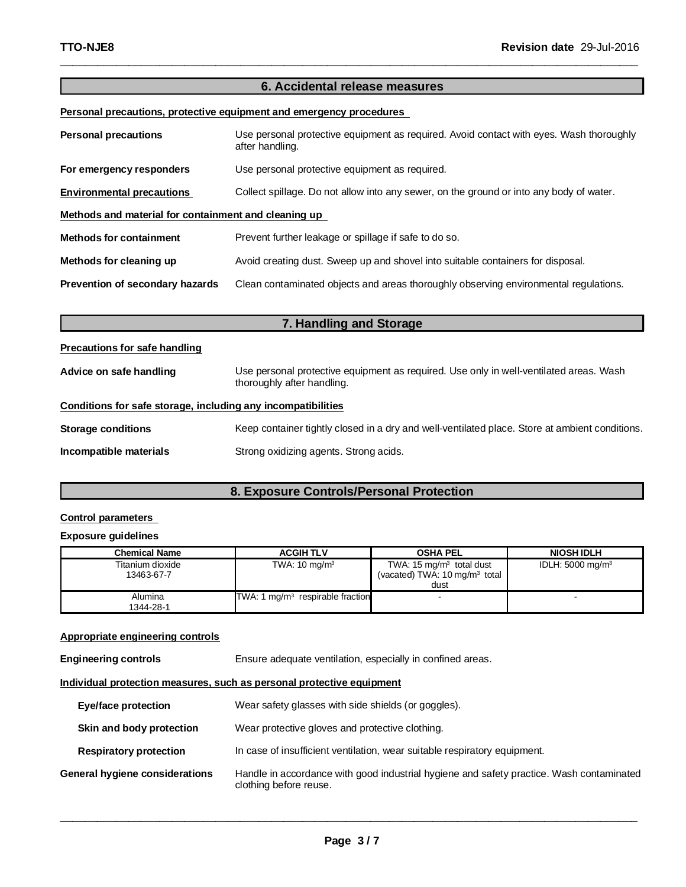## 6. Accidental release measures

**Personal precautions, protective equipment and emergency procedures**

**Personal precautions** Use personal protective equipment as required. Avoid contact with eyes. Wash thoroughly after handling.

**For emergency responders** Use personal protective equipment as required.

**Environmental precautions** Collect spillage. Do not allow into any sewer, on the ground or into any body of water.

**Methods and material for containment and cleaning up**

**Methods for containment** Prevent further leakage or spillage if safe to do so.

**Methods for cleaning up** Avoid creating dust. Sweep up and shovel into suitable containers for disposal.

**Prevention of secondary hazards** Clean contaminated objects and areas thoroughly observing environmental regulations.

## 7. Handling and Storage

**Precautions for safe handling**

**Advice on safe handling** Use personal protective equipment as required. Use only in well-ventilated areas. Wash thoroughly after handling.

**Conditions for safe storage, including any incompatibilities**

**Storage conditions** Keep container tightly closed in a dry and well-ventilated place. Store at ambient conditions.

**Incompatible materials** Strong oxidizing agents. Strong acids.

## 8. Exposure Controls/Personal Protection

**Control parameters**

**Exposure guidelines**

| Chemical Name | ACGIH TLV | OSHA PEL | NIOSH IDLH |
|---|---|---|---|
| Titanium dioxide 13463-67-7 | TWA: 10 mg/m$^3$ | TWA: 15 mg/m$^3$ total dust (vacated) TWA: 10 mg/m$^3$ total dust | IDLH: 5000 mg/m$^3$ |
| Alumina 1344-28-1 | TWA: 1 mg/m$^3$ respirable fraction | - | - |

**Appropriate engineering controls**

**Engineering controls** Ensure adequate ventilation, especially in confined areas.

**Individual protection measures, such as personal protective equipment**

**Eye/face protection** Wear safety glasses with side shields (or goggles).

**Skin and body protection** Wear protective gloves and protective clothing.

**Respiratory protection** In case of insufficient ventilation, wear suitable respiratory equipment.

**General hygiene considerations** Handle in accordance with good industrial hygiene and safety practice. Wash contaminated clothing before reuse.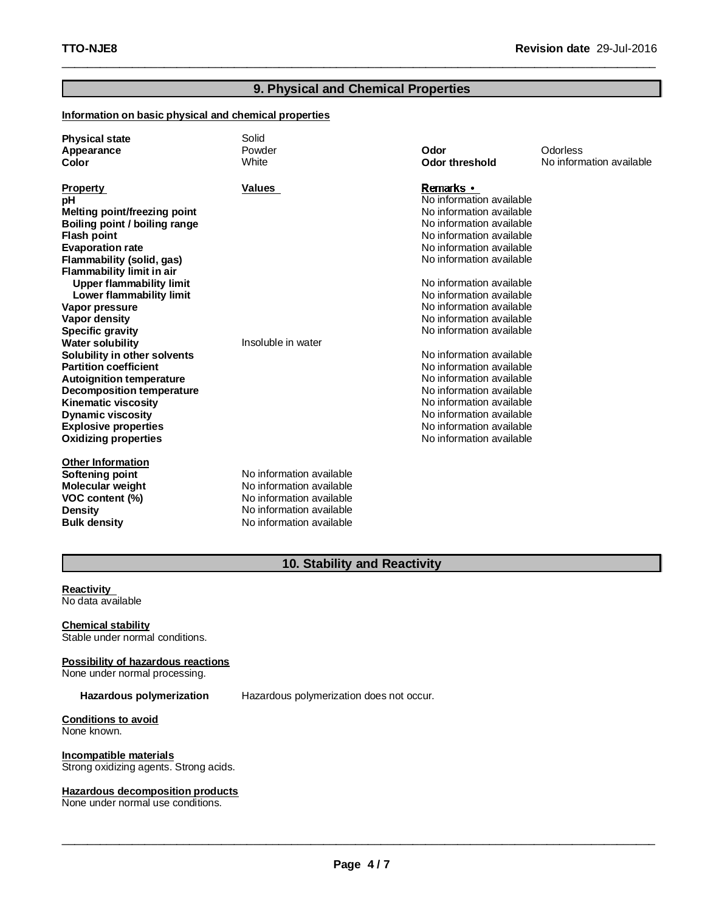## 9. Physical and Chemical Properties

**Information on basic physical and chemical properties**

| | | | |
|---|---|---|---|
| **Physical state** | Solid | | |
| **Appearance** | Powder | **Odor** | Odorless |
| **Color** | White | **Odor threshold** | No information available |

| Property | Values | Remarks • |
|---|---|---|
| **pH** | | No information available |
| **Melting point/freezing point** | | No information available |
| **Boiling point / boiling range** | | No information available |
| **Flash point** | | No information available |
| **Evaporation rate** | | No information available |
| **Flammability (solid, gas)** | | No information available |
| **Flammability limit in air** | | |
| **Upper flammability limit** | | No information available |
| **Lower flammability limit** | | No information available |
| **Vapor pressure** | | No information available |
| **Vapor density** | | No information available |
| **Specific gravity** | | No information available |
| **Water solubility** | Insoluble in water | |
| **Solubility in other solvents** | | No information available |
| **Partition coefficient** | | No information available |
| **Autoignition temperature** | | No information available |
| **Decomposition temperature** | | No information available |
| **Kinematic viscosity** | | No information available |
| **Dynamic viscosity** | | No information available |
| **Explosive properties** | | No information available |
| **Oxidizing properties** | | No information available |

**Other Information**

| | |
|---|---|
| **Softening point** | No information available |
| **Molecular weight** | No information available |
| **VOC content (%)** | No information available |
| **Density** | No information available |
| **Bulk density** | No information available |

## 10. Stability and Reactivity

**Reactivity**
No data available

**Chemical stability**
Stable under normal conditions.

**Possibility of hazardous reactions**
None under normal processing.

**Hazardous polymerization** Hazardous polymerization does not occur.

**Conditions to avoid**
None known.

**Incompatible materials**
Strong oxidizing agents. Strong acids.

**Hazardous decomposition products**
None under normal use conditions.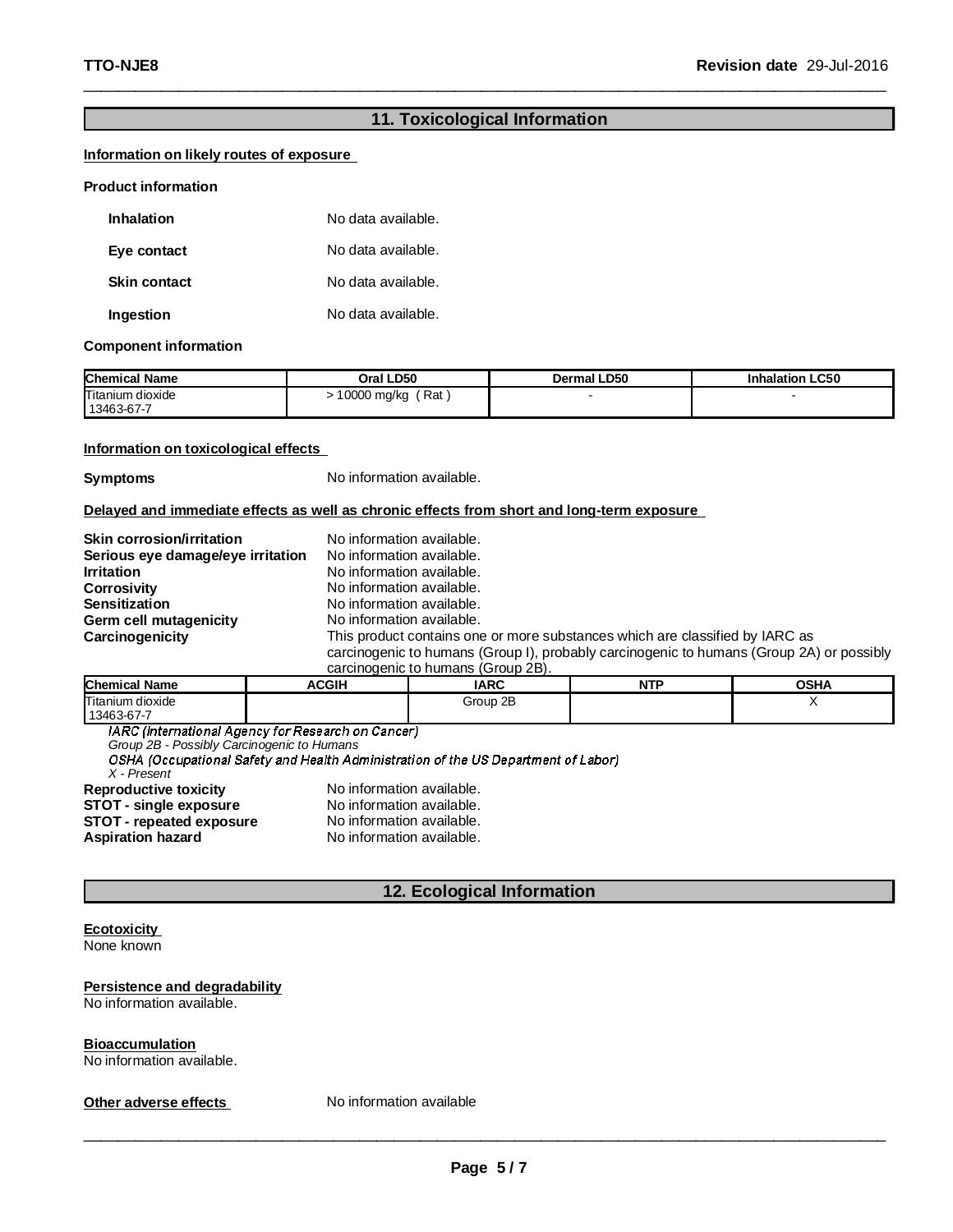## 11. Toxicological Information

**Information on likely routes of exposure**

**Product information**

**Inhalation** No data available.

**Eye contact** No data available.

**Skin contact** No data available.

**Ingestion** No data available.

**Component information**

| Chemical Name | Oral LD50 | Dermal LD50 | Inhalation LC50 |
|---|---|---|---|
| Titanium dioxide 13463-67-7 | > 10000 mg/kg ( Rat ) | - | - |

**Information on toxicological effects**

**Symptoms** No information available.

**Delayed and immediate effects as well as chronic effects from short and long-term exposure**

**Skin corrosion/irritation** No information available.
**Serious eye damage/eye irritation** No information available.
**Irritation** No information available.
**Corrosivity** No information available.
**Sensitization** No information available.
**Germ cell mutagenicity** No information available.
**Carcinogenicity** This product contains one or more substances which are classified by IARC as carcinogenic to humans (Group I), probably carcinogenic to humans (Group 2A) or possibly carcinogenic to humans (Group 2B).

| Chemical Name | ACGIH | IARC | NTP | OSHA |
|---|---|---|---|---|
| Titanium dioxide 13463-67-7 | | Group 2B | | X |

*IARC (International Agency for Research on Cancer)*
*Group 2B - Possibly Carcinogenic to Humans*
*OSHA (Occupational Safety and Health Administration of the US Department of Labor)*
*X - Present*

**Reproductive toxicity** No information available.
**STOT - single exposure** No information available.
**STOT - repeated exposure** No information available.
**Aspiration hazard** No information available.

## 12. Ecological Information

**Ecotoxicity**
None known

**Persistence and degradability**
No information available.

**Bioaccumulation**
No information available.

**Other adverse effects** No information available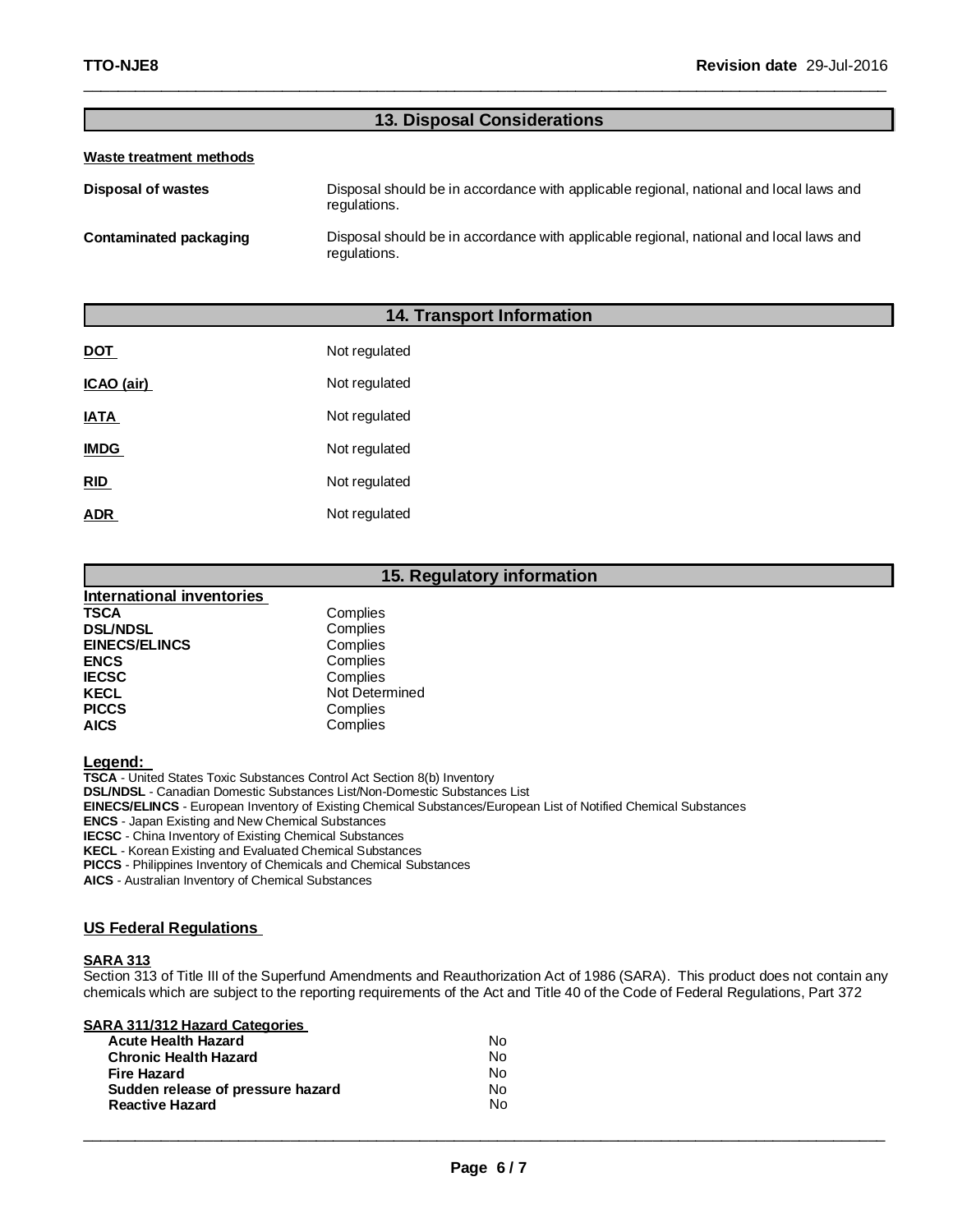## 13. Disposal Considerations

**Waste treatment methods**

| | |
|---|---|
| **Disposal of wastes** | Disposal should be in accordance with applicable regional, national and local laws and regulations. |
| **Contaminated packaging** | Disposal should be in accordance with applicable regional, national and local laws and regulations. |

## 14. Transport Information

| | |
|---|---|
| **DOT** | Not regulated |
| **ICAO (air)** | Not regulated |
| **IATA** | Not regulated |
| **IMDG** | Not regulated |
| **RID** | Not regulated |
| **ADR** | Not regulated |

## 15. Regulatory information

**International inventories**

| | |
|---|---|
| **TSCA** | Complies |
| **DSL/NDSL** | Complies |
| **EINECS/ELINCS** | Complies |
| **ENCS** | Complies |
| **IECSC** | Complies |
| **KECL** | Not Determined |
| **PICCS** | Complies |
| **AICS** | Complies |

**Legend:**

**TSCA** - United States Toxic Substances Control Act Section 8(b) Inventory
**DSL/NDSL** - Canadian Domestic Substances List/Non-Domestic Substances List
**EINECS/ELINCS** - European Inventory of Existing Chemical Substances/European List of Notified Chemical Substances
**ENCS** - Japan Existing and New Chemical Substances
**IECSC** - China Inventory of Existing Chemical Substances
**KECL** - Korean Existing and Evaluated Chemical Substances
**PICCS** - Philippines Inventory of Chemicals and Chemical Substances
**AICS** - Australian Inventory of Chemical Substances

### US Federal Regulations

**SARA 313**

Section 313 of Title III of the Superfund Amendments and Reauthorization Act of 1986 (SARA). This product does not contain any chemicals which are subject to the reporting requirements of the Act and Title 40 of the Code of Federal Regulations, Part 372

**SARA 311/312 Hazard Categories**

| | |
|---|---|
| **Acute Health Hazard** | No |
| **Chronic Health Hazard** | No |
| **Fire Hazard** | No |
| **Sudden release of pressure hazard** | No |
| **Reactive Hazard** | No |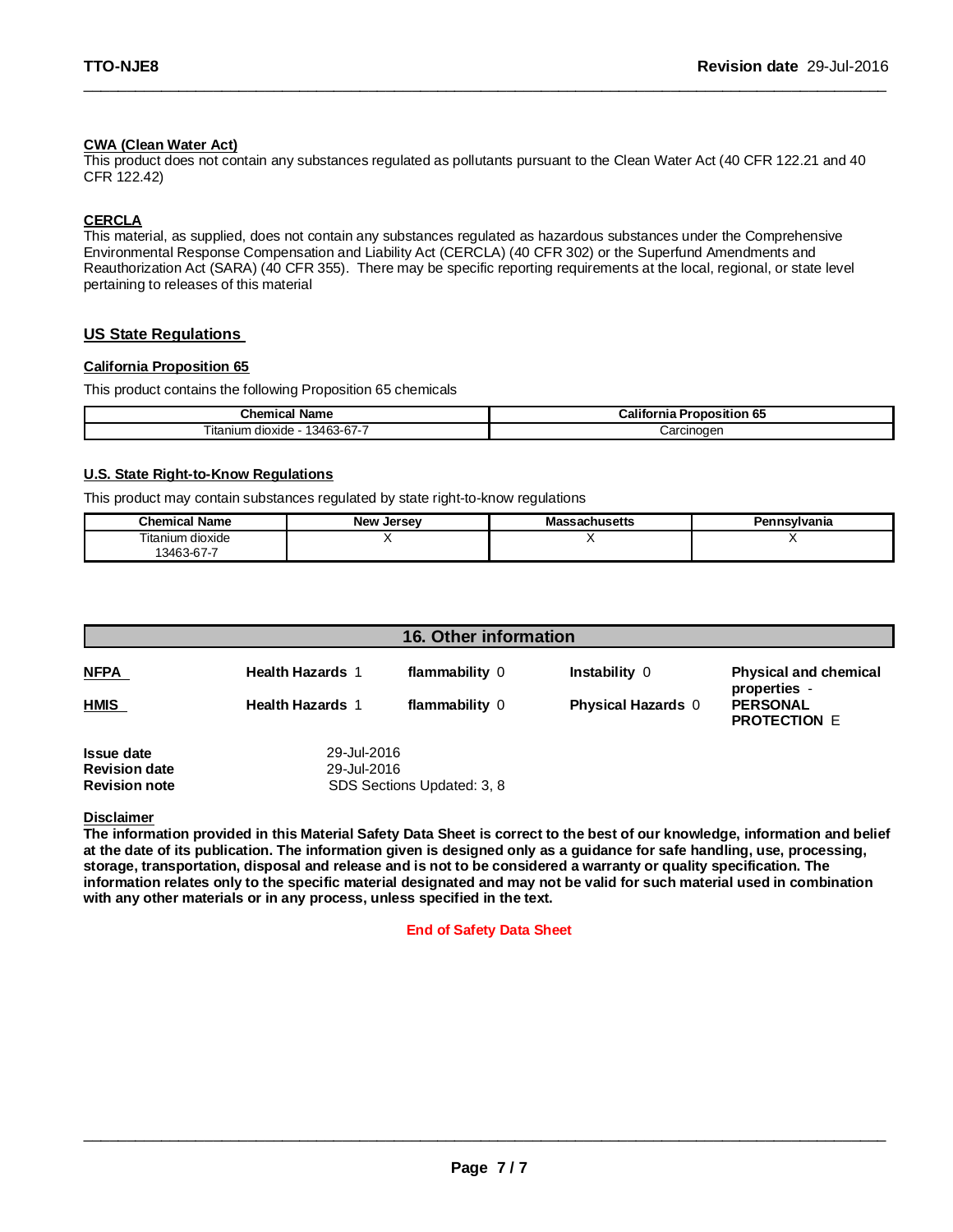### CWA (Clean Water Act)

This product does not contain any substances regulated as pollutants pursuant to the Clean Water Act (40 CFR 122.21 and 40 CFR 122.42)

### CERCLA

This material, as supplied, does not contain any substances regulated as hazardous substances under the Comprehensive Environmental Response Compensation and Liability Act (CERCLA) (40 CFR 302) or the Superfund Amendments and Reauthorization Act (SARA) (40 CFR 355). There may be specific reporting requirements at the local, regional, or state level pertaining to releases of this material

## US State Regulations

### California Proposition 65

This product contains the following Proposition 65 chemicals

| Chemical Name | California Proposition 65 |
|---|---|
| Titanium dioxide - 13463-67-7 | Carcinogen |

### U.S. State Right-to-Know Regulations

This product may contain substances regulated by state right-to-know regulations

| Chemical Name | New Jersey | Massachusetts | Pennsylvania |
|---|---|---|---|
| Titanium dioxide 13463-67-7 | X | X | X |

## 16. Other information

| | | | | |
|---|---|---|---|---|
| **NFPA** | **Health Hazards** 1 | **flammability** 0 | **Instability** 0 | **Physical and chemical properties** - |
| **HMIS** | **Health Hazards** 1 | **flammability** 0 | **Physical Hazards** 0 | **PERSONAL PROTECTION** E |

**Issue date** 29-Jul-2016
**Revision date** 29-Jul-2016
**Revision note** SDS Sections Updated: 3, 8

### Disclaimer

**The information provided in this Material Safety Data Sheet is correct to the best of our knowledge, information and belief at the date of its publication. The information given is designed only as a guidance for safe handling, use, processing, storage, transportation, disposal and release and is not to be considered a warranty or quality specification. The information relates only to the specific material designated and may not be valid for such material used in combination with any other materials or in any process, unless specified in the text.**

**End of Safety Data Sheet**